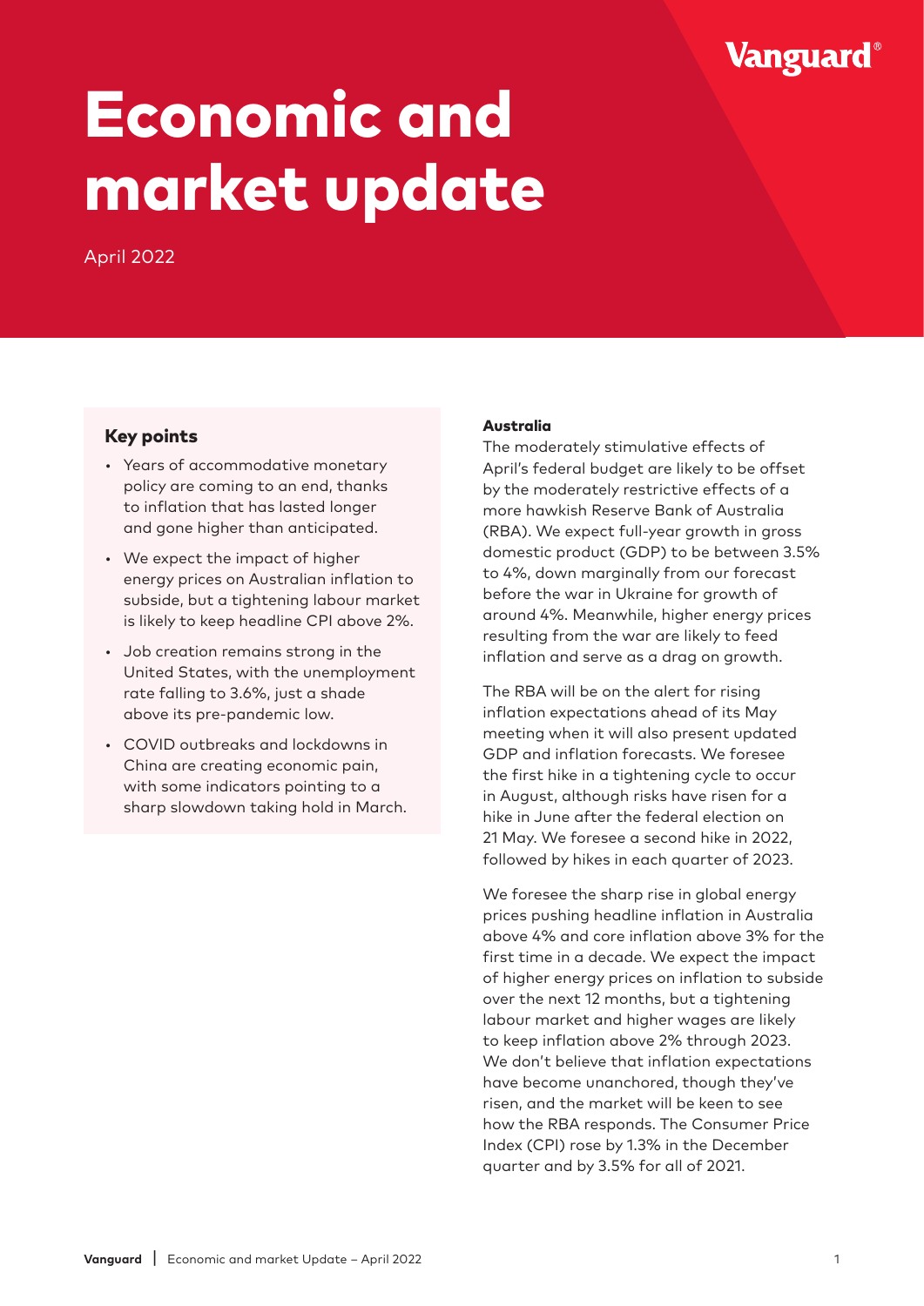# Economic and market update

April 2022

### Key points

- Years of accommodative monetary policy are coming to an end, thanks to inflation that has lasted longer and gone higher than anticipated.
- We expect the impact of higher energy prices on Australian inflation to subside, but a tightening labour market is likely to keep headline CPI above 2%.
- Job creation remains strong in the United States, with the unemployment rate falling to 3.6%, just a shade above its pre-pandemic low.
- COVID outbreaks and lockdowns in China are creating economic pain, with some indicators pointing to a sharp slowdown taking hold in March.

**Australia**

The moderately stimulative effects of April's federal budget are likely to be offset by the moderately restrictive effects of a more hawkish Reserve Bank of Australia (RBA). We expect full-year growth in gross domestic product (GDP) to be between 3.5% to 4%, down marginally from our forecast before the war in Ukraine for growth of around 4%. Meanwhile, higher energy prices resulting from the war are likely to feed inflation and serve as a drag on growth.

The RBA will be on the alert for rising inflation expectations ahead of its May meeting when it will also present updated GDP and inflation forecasts. We foresee the first hike in a tightening cycle to occur in August, although risks have risen for a hike in June after the federal election on 21 May. We foresee a second hike in 2022, followed by hikes in each quarter of 2023.

We foresee the sharp rise in global energy prices pushing headline inflation in Australia above 4% and core inflation above 3% for the first time in a decade. We expect the impact of higher energy prices on inflation to subside over the next 12 months, but a tightening labour market and higher wages are likely to keep inflation above 2% through 2023. We don't believe that inflation expectations have become unanchored, though they've risen, and the market will be keen to see how the RBA responds. The Consumer Price Index (CPI) rose by 1.3% in the December quarter and by 3.5% for all of 2021.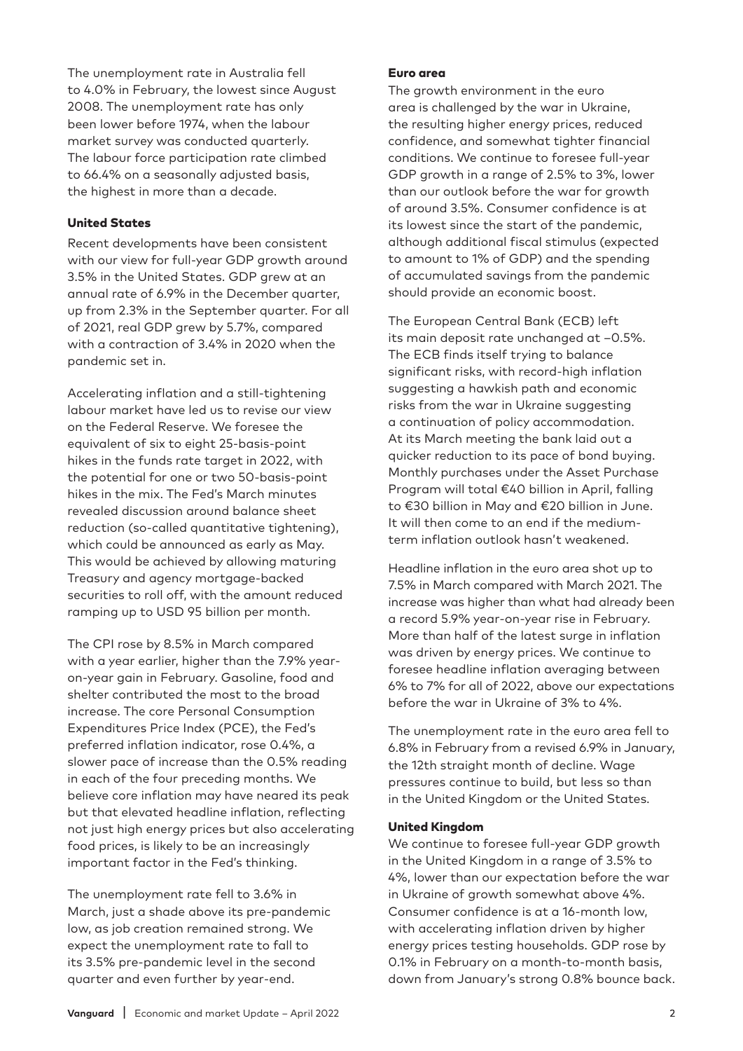The unemployment rate in Australia fell to 4.0% in February, the lowest since August 2008. The unemployment rate has only been lower before 1974, when the labour market survey was conducted quarterly. The labour force participation rate climbed to 66.4% on a seasonally adjusted basis, the highest in more than a decade.

### United States

Recent developments have been consistent with our view for full-year GDP growth around 3.5% in the United States. GDP grew at an annual rate of 6.9% in the December quarter, up from 2.3% in the September quarter. For all of 2021, real GDP grew by 5.7%, compared with a contraction of 3.4% in 2020 when the pandemic set in.

Accelerating inflation and a still-tightening labour market have led us to revise our view on the Federal Reserve. We foresee the equivalent of six to eight 25-basis-point hikes in the funds rate target in 2022, with the potential for one or two 50-basis-point hikes in the mix. The Fed's March minutes revealed discussion around balance sheet reduction (so-called quantitative tightening), which could be announced as early as May. This would be achieved by allowing maturing Treasury and agency mortgage-backed securities to roll off, with the amount reduced ramping up to USD 95 billion per month.

The CPI rose by 8.5% in March compared with a year earlier, higher than the 7.9% year-on-year gain in February. Gasoline, food and shelter contributed the most to the broad increase. The core Personal Consumption Expenditures Price Index (PCE), the Fed's preferred inflation indicator, rose 0.4%, a slower pace of increase than the 0.5% reading in each of the four preceding months. We believe core inflation may have neared its peak but that elevated headline inflation, reflecting not just high energy prices but also accelerating food prices, is likely to be an increasingly important factor in the Fed's thinking.

The unemployment rate fell to 3.6% in March, just a shade above its pre-pandemic low, as job creation remained strong. We expect the unemployment rate to fall to its 3.5% pre-pandemic level in the second quarter and even further by year-end.

### Euro area

The growth environment in the euro area is challenged by the war in Ukraine, the resulting higher energy prices, reduced confidence, and somewhat tighter financial conditions. We continue to foresee full-year GDP growth in a range of 2.5% to 3%, lower than our outlook before the war for growth of around 3.5%. Consumer confidence is at its lowest since the start of the pandemic, although additional fiscal stimulus (expected to amount to 1% of GDP) and the spending of accumulated savings from the pandemic should provide an economic boost.

The European Central Bank (ECB) left its main deposit rate unchanged at –0.5%. The ECB finds itself trying to balance significant risks, with record-high inflation suggesting a hawkish path and economic risks from the war in Ukraine suggesting a continuation of policy accommodation. At its March meeting the bank laid out a quicker reduction to its pace of bond buying. Monthly purchases under the Asset Purchase Program will total €40 billion in April, falling to €30 billion in May and €20 billion in June. It will then come to an end if the medium-term inflation outlook hasn't weakened.

Headline inflation in the euro area shot up to 7.5% in March compared with March 2021. The increase was higher than what had already been a record 5.9% year-on-year rise in February. More than half of the latest surge in inflation was driven by energy prices. We continue to foresee headline inflation averaging between 6% to 7% for all of 2022, above our expectations before the war in Ukraine of 3% to 4%.

The unemployment rate in the euro area fell to 6.8% in February from a revised 6.9% in January, the 12th straight month of decline. Wage pressures continue to build, but less so than in the United Kingdom or the United States.

### United Kingdom

We continue to foresee full-year GDP growth in the United Kingdom in a range of 3.5% to 4%, lower than our expectation before the war in Ukraine of growth somewhat above 4%. Consumer confidence is at a 16-month low, with accelerating inflation driven by higher energy prices testing households. GDP rose by 0.1% in February on a month-to-month basis, down from January's strong 0.8% bounce back.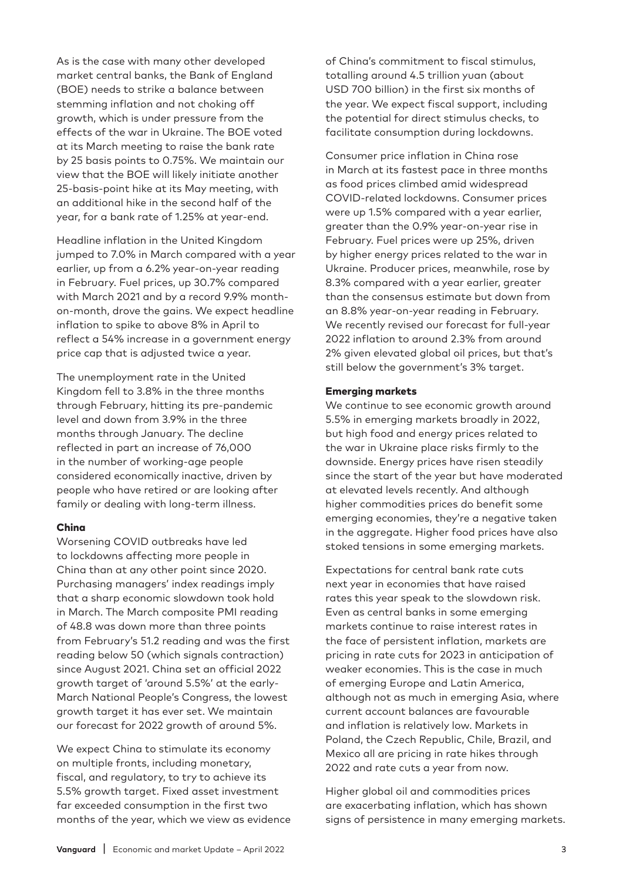As is the case with many other developed market central banks, the Bank of England (BOE) needs to strike a balance between stemming inflation and not choking off growth, which is under pressure from the effects of the war in Ukraine. The BOE voted at its March meeting to raise the bank rate by 25 basis points to 0.75%. We maintain our view that the BOE will likely initiate another 25-basis-point hike at its May meeting, with an additional hike in the second half of the year, for a bank rate of 1.25% at year-end.

Headline inflation in the United Kingdom jumped to 7.0% in March compared with a year earlier, up from a 6.2% year-on-year reading in February. Fuel prices, up 30.7% compared with March 2021 and by a record 9.9% month-on-month, drove the gains. We expect headline inflation to spike to above 8% in April to reflect a 54% increase in a government energy price cap that is adjusted twice a year.

The unemployment rate in the United Kingdom fell to 3.8% in the three months through February, hitting its pre-pandemic level and down from 3.9% in the three months through January. The decline reflected in part an increase of 76,000 in the number of working-age people considered economically inactive, driven by people who have retired or are looking after family or dealing with long-term illness.

### China

Worsening COVID outbreaks have led to lockdowns affecting more people in China than at any other point since 2020. Purchasing managers' index readings imply that a sharp economic slowdown took hold in March. The March composite PMI reading of 48.8 was down more than three points from February's 51.2 reading and was the first reading below 50 (which signals contraction) since August 2021. China set an official 2022 growth target of 'around 5.5%' at the early-March National People's Congress, the lowest growth target it has ever set. We maintain our forecast for 2022 growth of around 5%.

We expect China to stimulate its economy on multiple fronts, including monetary, fiscal, and regulatory, to try to achieve its 5.5% growth target. Fixed asset investment far exceeded consumption in the first two months of the year, which we view as evidence of China's commitment to fiscal stimulus, totalling around 4.5 trillion yuan (about USD 700 billion) in the first six months of the year. We expect fiscal support, including the potential for direct stimulus checks, to facilitate consumption during lockdowns.

Consumer price inflation in China rose in March at its fastest pace in three months as food prices climbed amid widespread COVID-related lockdowns. Consumer prices were up 1.5% compared with a year earlier, greater than the 0.9% year-on-year rise in February. Fuel prices were up 25%, driven by higher energy prices related to the war in Ukraine. Producer prices, meanwhile, rose by 8.3% compared with a year earlier, greater than the consensus estimate but down from an 8.8% year-on-year reading in February. We recently revised our forecast for full-year 2022 inflation to around 2.3% from around 2% given elevated global oil prices, but that's still below the government's 3% target.

### Emerging markets

We continue to see economic growth around 5.5% in emerging markets broadly in 2022, but high food and energy prices related to the war in Ukraine place risks firmly to the downside. Energy prices have risen steadily since the start of the year but have moderated at elevated levels recently. And although higher commodities prices do benefit some emerging economies, they're a negative taken in the aggregate. Higher food prices have also stoked tensions in some emerging markets.

Expectations for central bank rate cuts next year in economies that have raised rates this year speak to the slowdown risk. Even as central banks in some emerging markets continue to raise interest rates in the face of persistent inflation, markets are pricing in rate cuts for 2023 in anticipation of weaker economies. This is the case in much of emerging Europe and Latin America, although not as much in emerging Asia, where current account balances are favourable and inflation is relatively low. Markets in Poland, the Czech Republic, Chile, Brazil, and Mexico all are pricing in rate hikes through 2022 and rate cuts a year from now.

Higher global oil and commodities prices are exacerbating inflation, which has shown signs of persistence in many emerging markets.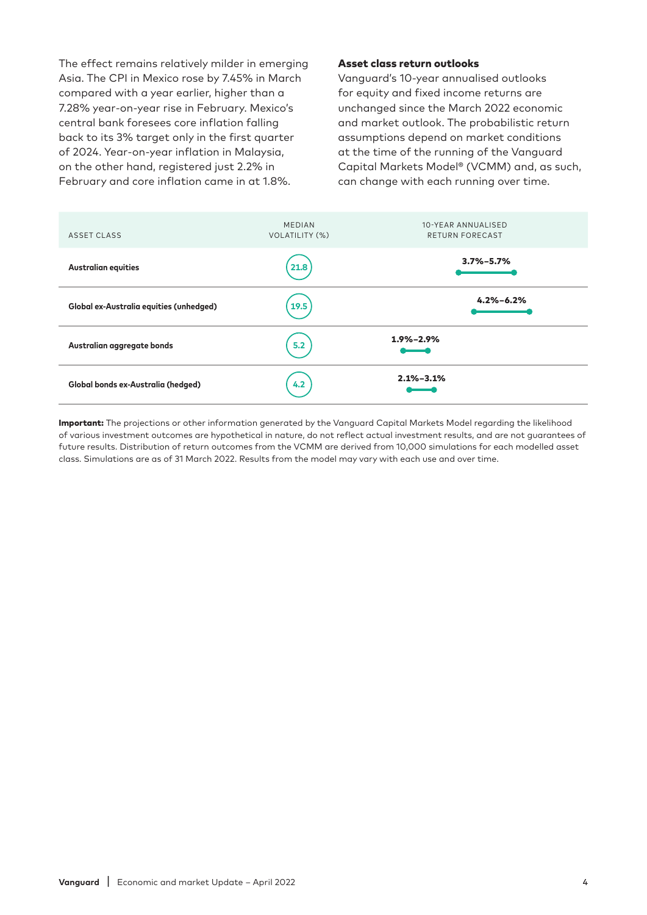The effect remains relatively milder in emerging Asia. The CPI in Mexico rose by 7.45% in March compared with a year earlier, higher than a 7.28% year-on-year rise in February. Mexico's central bank foresees core inflation falling back to its 3% target only in the first quarter of 2024. Year-on-year inflation in Malaysia, on the other hand, registered just 2.2% in February and core inflation came in at 1.8%.

### Asset class return outlooks

Vanguard's 10-year annualised outlooks for equity and fixed income returns are unchanged since the March 2022 economic and market outlook. The probabilistic return assumptions depend on market conditions at the time of the running of the Vanguard Capital Markets Model® (VCMM) and, as such, can change with each running over time.

| ASSET CLASS | MEDIAN VOLATILITY (%) | 10-YEAR ANNUALISED RETURN FORECAST |
| --- | --- | --- |
| **Australian equities** | 21.8 | 3.7%–5.7% |
| **Global ex-Australia equities (unhedged)** | 19.5 | 4.2%–6.2% |
| **Australian aggregate bonds** | 5.2 | 1.9%–2.9% |
| **Global bonds ex-Australia (hedged)** | 4.2 | 2.1%–3.1% |

**Important:** The projections or other information generated by the Vanguard Capital Markets Model regarding the likelihood of various investment outcomes are hypothetical in nature, do not reflect actual investment results, and are not guarantees of future results. Distribution of return outcomes from the VCMM are derived from 10,000 simulations for each modelled asset class. Simulations are as of 31 March 2022. Results from the model may vary with each use and over time.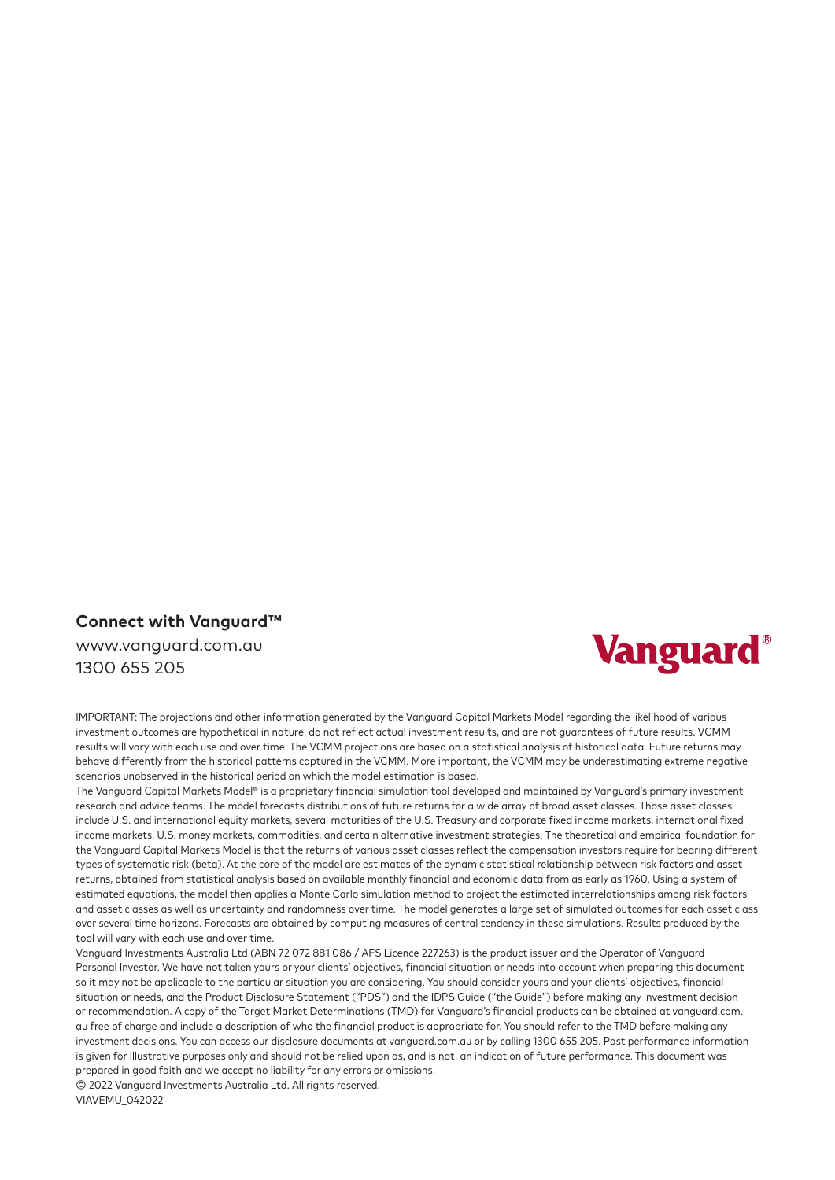**Connect with Vanguard™**

www.vanguard.com.au
1300 655 205

Vanguard®

IMPORTANT: The projections and other information generated by the Vanguard Capital Markets Model regarding the likelihood of various investment outcomes are hypothetical in nature, do not reflect actual investment results, and are not guarantees of future results. VCMM results will vary with each use and over time. The VCMM projections are based on a statistical analysis of historical data. Future returns may behave differently from the historical patterns captured in the VCMM. More important, the VCMM may be underestimating extreme negative scenarios unobserved in the historical period on which the model estimation is based.

The Vanguard Capital Markets Model® is a proprietary financial simulation tool developed and maintained by Vanguard's primary investment research and advice teams. The model forecasts distributions of future returns for a wide array of broad asset classes. Those asset classes include U.S. and international equity markets, several maturities of the U.S. Treasury and corporate fixed income markets, international fixed income markets, U.S. money markets, commodities, and certain alternative investment strategies. The theoretical and empirical foundation for the Vanguard Capital Markets Model is that the returns of various asset classes reflect the compensation investors require for bearing different types of systematic risk (beta). At the core of the model are estimates of the dynamic statistical relationship between risk factors and asset returns, obtained from statistical analysis based on available monthly financial and economic data from as early as 1960. Using a system of estimated equations, the model then applies a Monte Carlo simulation method to project the estimated interrelationships among risk factors and asset classes as well as uncertainty and randomness over time. The model generates a large set of simulated outcomes for each asset class over several time horizons. Forecasts are obtained by computing measures of central tendency in these simulations. Results produced by the tool will vary with each use and over time.

Vanguard Investments Australia Ltd (ABN 72 072 881 086 / AFS Licence 227263) is the product issuer and the Operator of Vanguard Personal Investor. We have not taken yours or your clients' objectives, financial situation or needs into account when preparing this document so it may not be applicable to the particular situation you are considering. You should consider yours and your clients' objectives, financial situation or needs, and the Product Disclosure Statement ("PDS") and the IDPS Guide ("the Guide") before making any investment decision or recommendation. A copy of the Target Market Determinations (TMD) for Vanguard's financial products can be obtained at vanguard.com.au free of charge and include a description of who the financial product is appropriate for. You should refer to the TMD before making any investment decisions. You can access our disclosure documents at vanguard.com.au or by calling 1300 655 205. Past performance information is given for illustrative purposes only and should not be relied upon as, and is not, an indication of future performance. This document was prepared in good faith and we accept no liability for any errors or omissions.

© 2022 Vanguard Investments Australia Ltd. All rights reserved.

VIAVEMU_042022